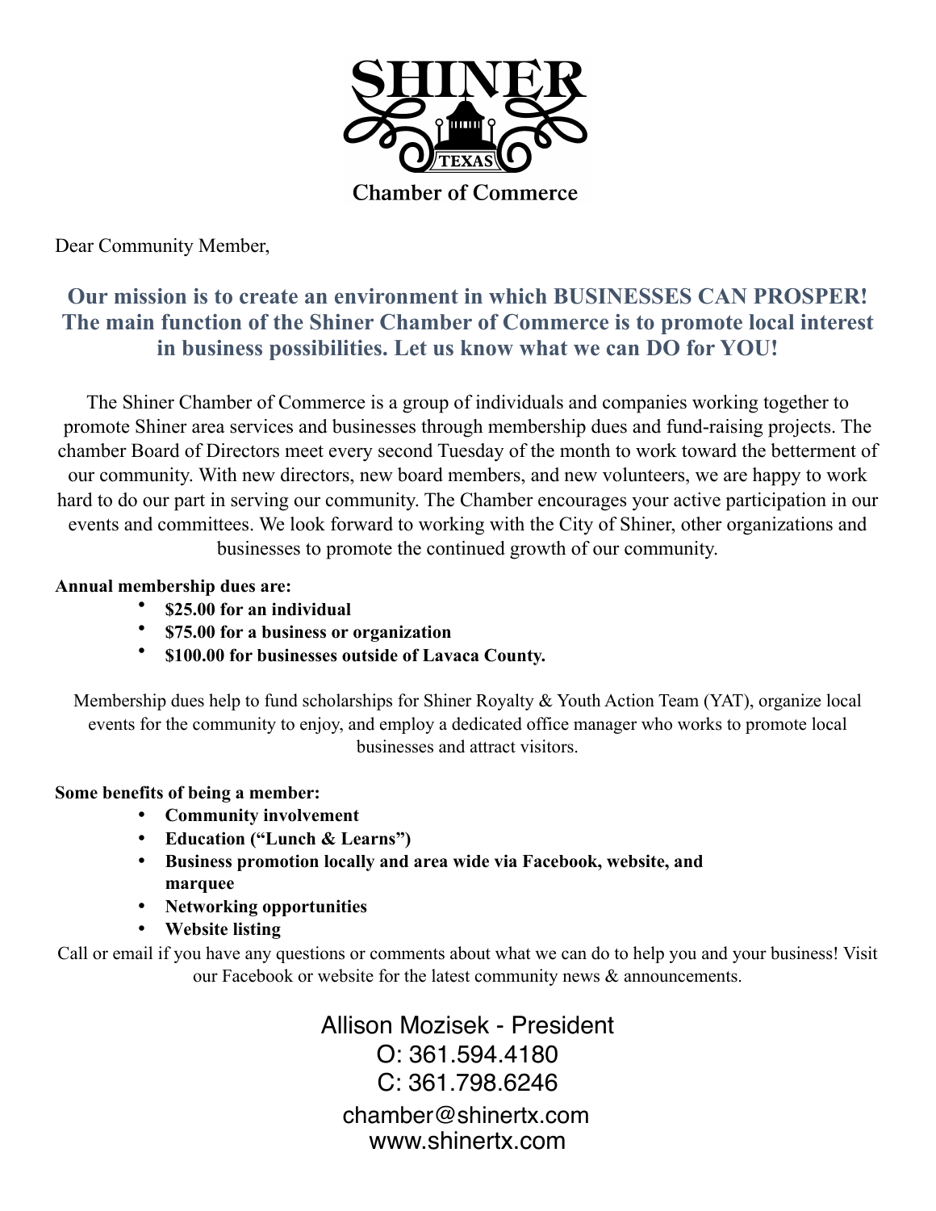# SHINER TEXAS

## Chamber of Commerce

Dear Community Member,

**Our mission is to create an environment in which BUSINESSES CAN PROSPER! The main function of the Shiner Chamber of Commerce is to promote local interest in business possibilities. Let us know what we can DO for YOU!**

The Shiner Chamber of Commerce is a group of individuals and companies working together to promote Shiner area services and businesses through membership dues and fund-raising projects. The chamber Board of Directors meet every second Tuesday of the month to work toward the betterment of our community. With new directors, new board members, and new volunteers, we are happy to work hard to do our part in serving our community. The Chamber encourages your active participation in our events and committees. We look forward to working with the City of Shiner, other organizations and businesses to promote the continued growth of our community.

**Annual membership dues are:**

- **$25.00 for an individual**
- **$75.00 for a business or organization**
- **$100.00 for businesses outside of Lavaca County.**

Membership dues help to fund scholarships for Shiner Royalty & Youth Action Team (YAT), organize local events for the community to enjoy, and employ a dedicated office manager who works to promote local businesses and attract visitors.

**Some benefits of being a member:**

- **Community involvement**
- **Education ("Lunch & Learns")**
- **Business promotion locally and area wide via Facebook, website, and marquee**
- **Networking opportunities**
- **Website listing**

Call or email if you have any questions or comments about what we can do to help you and your business! Visit our Facebook or website for the latest community news & announcements.

Allison Mozisek - President
O: 361.594.4180
C: 361.798.6246
chamber@shinertx.com
www.shinertx.com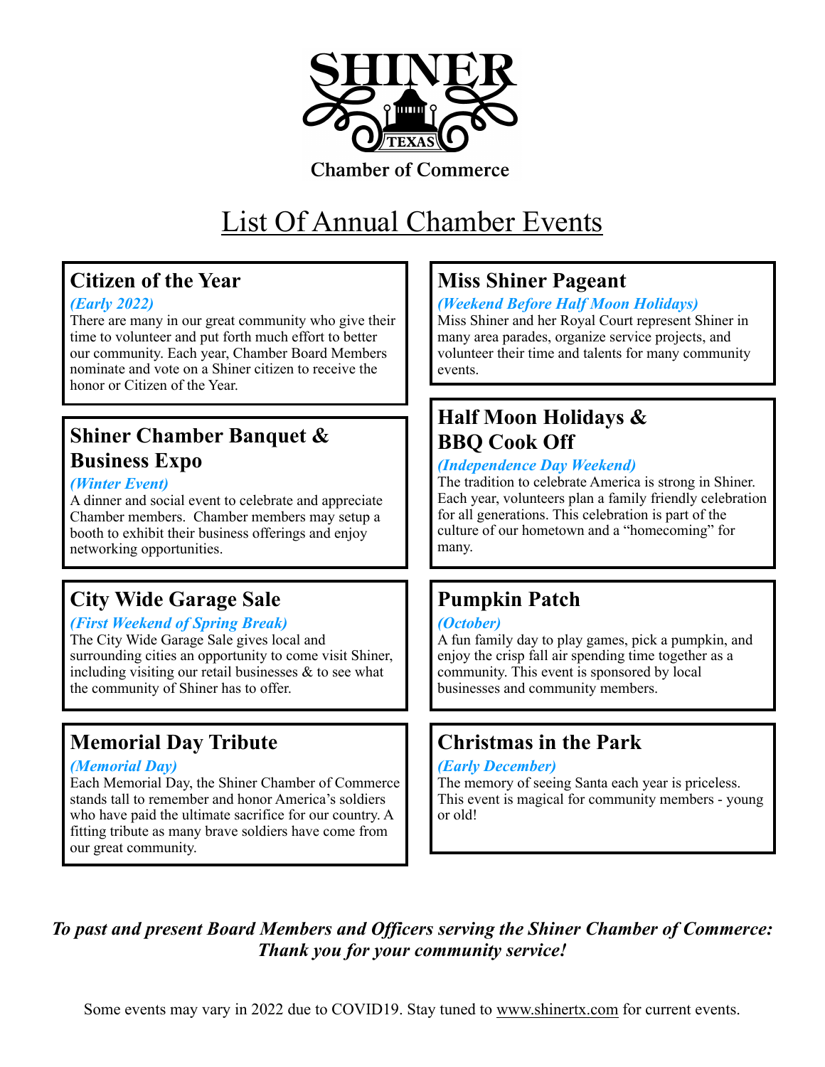SHINER TEXAS

Chamber of Commerce

# List Of Annual Chamber Events

## Citizen of the Year

***(Early 2022)***

There are many in our great community who give their time to volunteer and put forth much effort to better our community. Each year, Chamber Board Members nominate and vote on a Shiner citizen to receive the honor or Citizen of the Year.

## Shiner Chamber Banquet & Business Expo

***(Winter Event)***

A dinner and social event to celebrate and appreciate Chamber members. Chamber members may setup a booth to exhibit their business offerings and enjoy networking opportunities.

## City Wide Garage Sale

***(First Weekend of Spring Break)***

The City Wide Garage Sale gives local and surrounding cities an opportunity to come visit Shiner, including visiting our retail businesses & to see what the community of Shiner has to offer.

## Memorial Day Tribute

***(Memorial Day)***

Each Memorial Day, the Shiner Chamber of Commerce stands tall to remember and honor America's soldiers who have paid the ultimate sacrifice for our country. A fitting tribute as many brave soldiers have come from our great community.

## Miss Shiner Pageant

***(Weekend Before Half Moon Holidays)***

Miss Shiner and her Royal Court represent Shiner in many area parades, organize service projects, and volunteer their time and talents for many community events.

## Half Moon Holidays & BBQ Cook Off

***(Independence Day Weekend)***

The tradition to celebrate America is strong in Shiner. Each year, volunteers plan a family friendly celebration for all generations. This celebration is part of the culture of our hometown and a "homecoming" for many.

## Pumpkin Patch

***(October)***

A fun family day to play games, pick a pumpkin, and enjoy the crisp fall air spending time together as a community. This event is sponsored by local businesses and community members.

## Christmas in the Park

***(Early December)***

The memory of seeing Santa each year is priceless. This event is magical for community members - young or old!

***To past and present Board Members and Officers serving the Shiner Chamber of Commerce: Thank you for your community service!***

Some events may vary in 2022 due to COVID19. Stay tuned to www.shinertx.com for current events.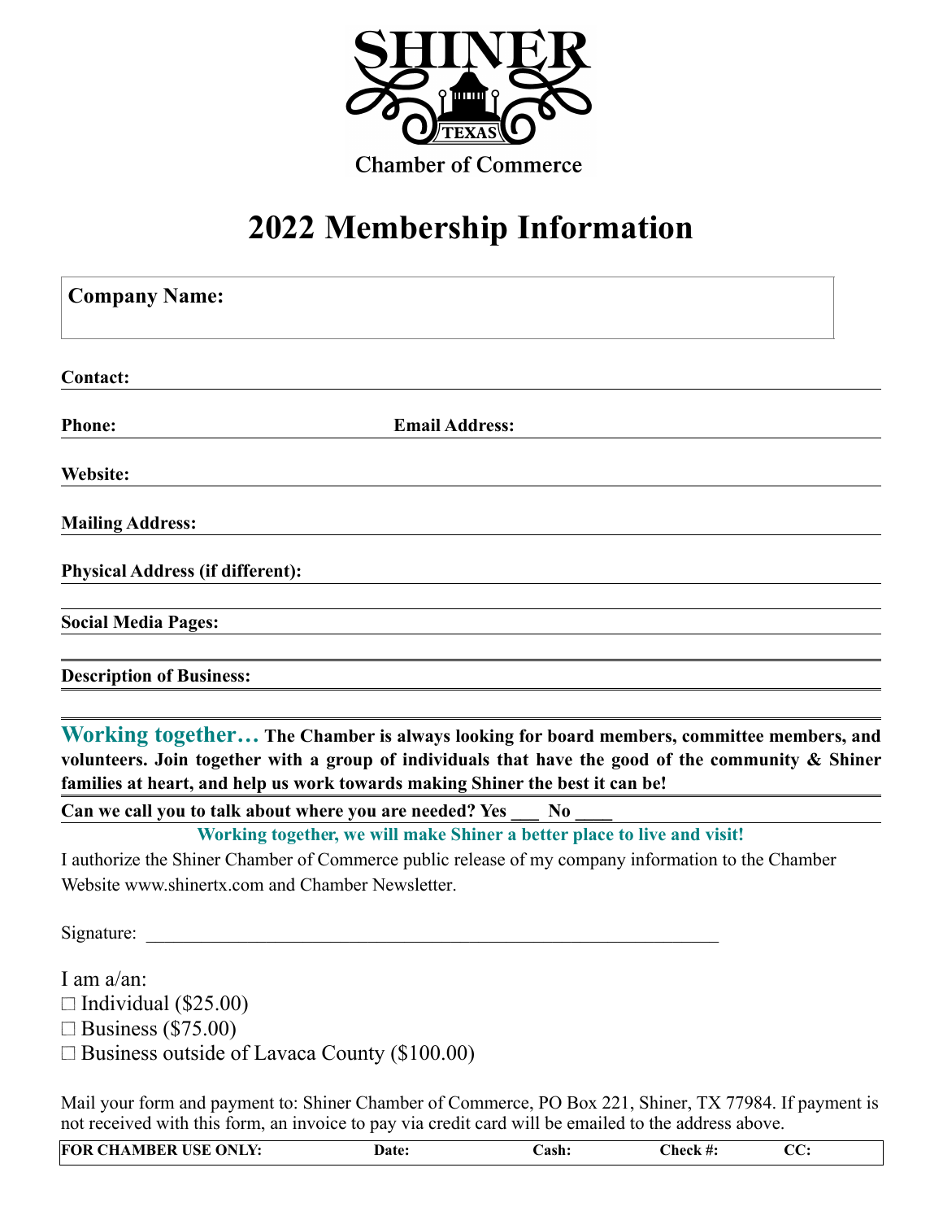SHINER TEXAS

Chamber of Commerce

# 2022 Membership Information

**Company Name:**

**Contact:**

**Phone:** **Email Address:**

**Website:**

**Mailing Address:**

**Physical Address (if different):**

**Social Media Pages:**

**Description of Business:**

**Working together…** **The Chamber is always looking for board members, committee members, and volunteers. Join together with a group of individuals that have the good of the community & Shiner families at heart, and help us work towards making Shiner the best it can be!**

**Can we call you to talk about where you are needed? Yes ___ No ____**

**Working together, we will make Shiner a better place to live and visit!**

I authorize the Shiner Chamber of Commerce public release of my company information to the Chamber Website www.shinertx.com and Chamber Newsletter.

Signature: ______________________________________________________________

I am a/an:

☐ Individual ($25.00)

☐ Business ($75.00)

☐ Business outside of Lavaca County ($100.00)

Mail your form and payment to: Shiner Chamber of Commerce, PO Box 221, Shiner, TX 77984. If payment is not received with this form, an invoice to pay via credit card will be emailed to the address above.

| **FOR CHAMBER USE ONLY:** | **Date:** | **Cash:** | **Check #:** | **CC:** |
|---|---|---|---|---|